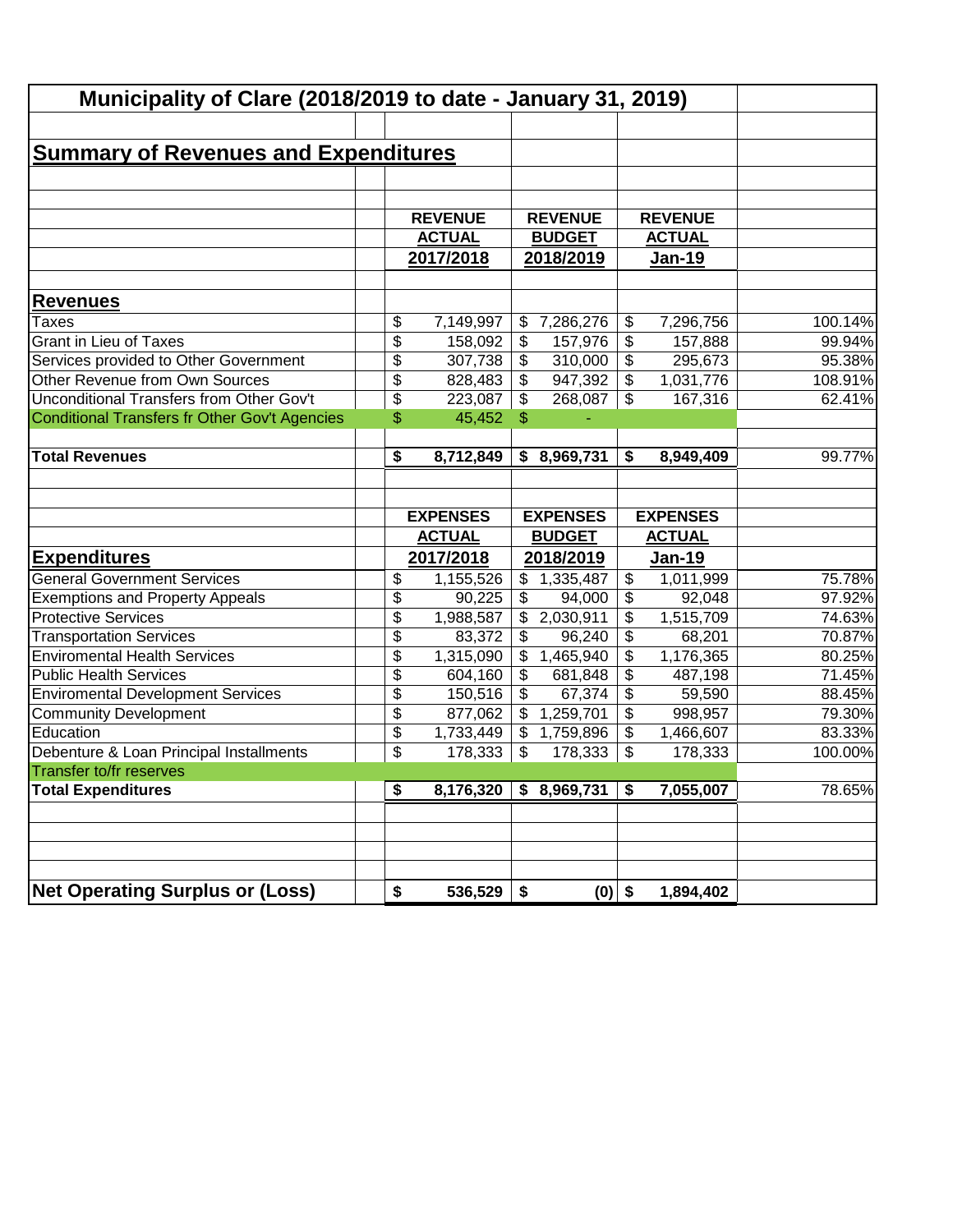# Municipality of Clare (2018/2019 to date - January 31, 2019)

## Summary of Revenues and Expenditures

| | REVENUE ACTUAL 2017/2018 | REVENUE BUDGET 2018/2019 | REVENUE ACTUAL Jan-19 | |
|---|---|---|---|---|
| **Revenues** | | | | |
| Taxes | $ 7,149,997 | $ 7,286,276 | $ 7,296,756 | 100.14% |
| Grant in Lieu of Taxes | $ 158,092 | $ 157,976 | $ 157,888 | 99.94% |
| Services provided to Other Government | $ 307,738 | $ 310,000 | $ 295,673 | 95.38% |
| Other Revenue from Own Sources | $ 828,483 | $ 947,392 | $ 1,031,776 | 108.91% |
| Unconditional Transfers from Other Gov't | $ 223,087 | $ 268,087 | $ 167,316 | 62.41% |
| Conditional Transfers fr Other Gov't Agencies | $ 45,452 | $ - | | |
| **Total Revenues** | **$ 8,712,849** | **$ 8,969,731** | **$ 8,949,409** | 99.77% |

| | EXPENSES ACTUAL 2017/2018 | EXPENSES BUDGET 2018/2019 | EXPENSES ACTUAL Jan-19 | |
|---|---|---|---|---|
| **Expenditures** | | | | |
| General Government Services | $ 1,155,526 | $ 1,335,487 | $ 1,011,999 | 75.78% |
| Exemptions and Property Appeals | $ 90,225 | $ 94,000 | $ 92,048 | 97.92% |
| Protective Services | $ 1,988,587 | $ 2,030,911 | $ 1,515,709 | 74.63% |
| Transportation Services | $ 83,372 | $ 96,240 | $ 68,201 | 70.87% |
| Enviromental Health Services | $ 1,315,090 | $ 1,465,940 | $ 1,176,365 | 80.25% |
| Public Health Services | $ 604,160 | $ 681,848 | $ 487,198 | 71.45% |
| Enviromental Development Services | $ 150,516 | $ 67,374 | $ 59,590 | 88.45% |
| Community Development | $ 877,062 | $ 1,259,701 | $ 998,957 | 79.30% |
| Education | $ 1,733,449 | $ 1,759,896 | $ 1,466,607 | 83.33% |
| Debenture & Loan Principal Installments | $ 178,333 | $ 178,333 | $ 178,333 | 100.00% |
| Transfer to/fr reserves | | | | |
| **Total Expenditures** | **$ 8,176,320** | **$ 8,969,731** | **$ 7,055,007** | 78.65% |
| | | | | |
| **Net Operating Surplus or (Loss)** | **$ 536,529** | **$ (0)** | **$ 1,894,402** | |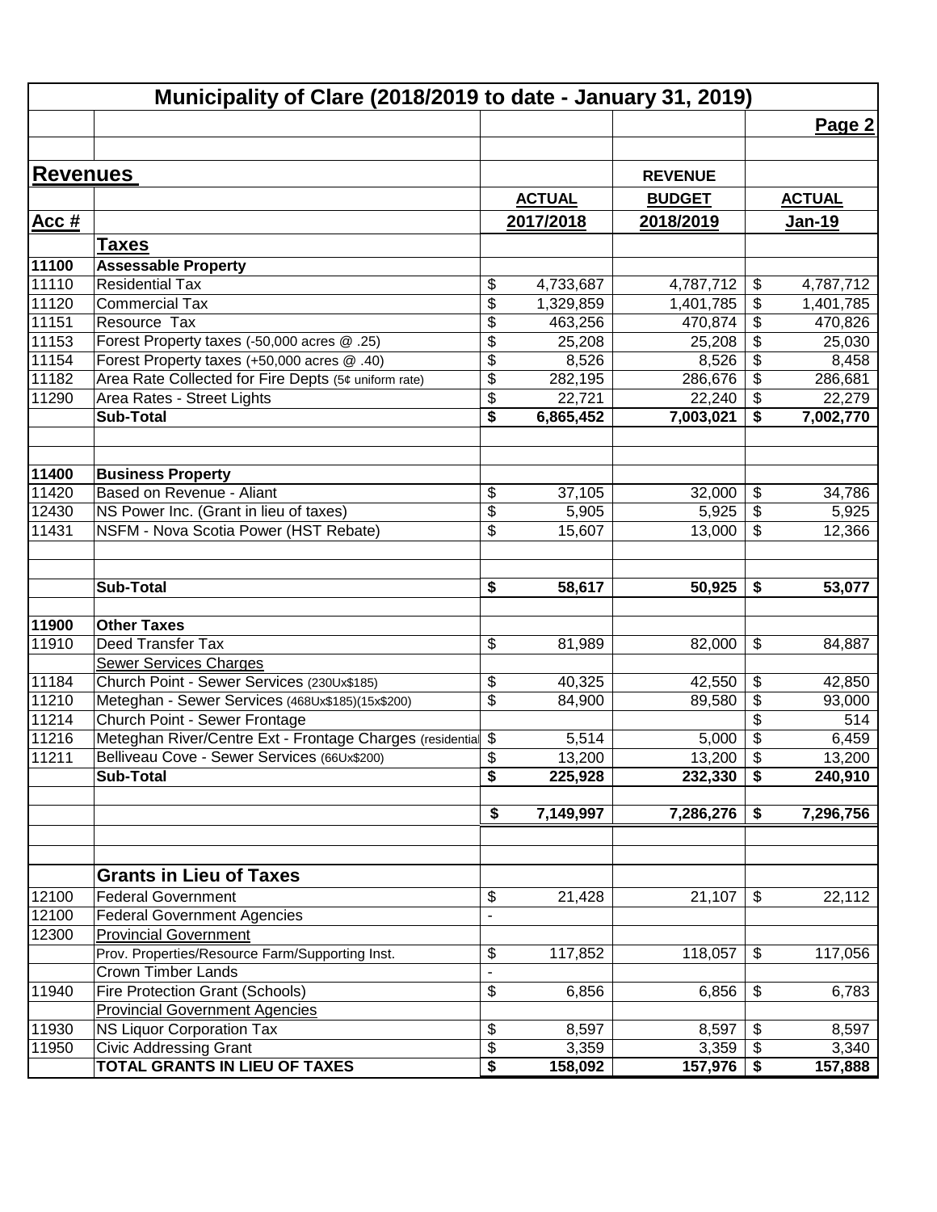# Municipality of Clare (2018/2019 to date - January 31, 2019)

Page 2

## Revenues

| Acc # | | ACTUAL 2017/2018 | REVENUE BUDGET 2018/2019 | ACTUAL Jan-19 |
|---|---|---|---|---|
| | **Taxes** | | | |
| 11100 | **Assessable Property** | | | |
| 11110 | Residential Tax | $ 4,733,687 | 4,787,712 | $ 4,787,712 |
| 11120 | Commercial Tax | $ 1,329,859 | 1,401,785 | $ 1,401,785 |
| 11151 | Resource Tax | $ 463,256 | 470,874 | $ 470,826 |
| 11153 | Forest Property taxes (-50,000 acres @ .25) | $ 25,208 | 25,208 | $ 25,030 |
| 11154 | Forest Property taxes (+50,000 acres @ .40) | $ 8,526 | 8,526 | $ 8,458 |
| 11182 | Area Rate Collected for Fire Depts (5¢ uniform rate) | $ 282,195 | 286,676 | $ 286,681 |
| 11290 | Area Rates - Street Lights | $ 22,721 | 22,240 | $ 22,279 |
| | **Sub-Total** | **$ 6,865,452** | **7,003,021** | **$ 7,002,770** |
| | | | | |
| 11400 | **Business Property** | | | |
| 11420 | Based on Revenue - Aliant | $ 37,105 | 32,000 | $ 34,786 |
| 12430 | NS Power Inc. (Grant in lieu of taxes) | $ 5,905 | 5,925 | $ 5,925 |
| 11431 | NSFM - Nova Scotia Power (HST Rebate) | $ 15,607 | 13,000 | $ 12,366 |
| | **Sub-Total** | **$ 58,617** | **50,925** | **$ 53,077** |
| | | | | |
| 11900 | **Other Taxes** | | | |
| 11910 | Deed Transfer Tax | $ 81,989 | 82,000 | $ 84,887 |
| | Sewer Services Charges | | | |
| 11184 | Church Point - Sewer Services (230Ux$185) | $ 40,325 | 42,550 | $ 42,850 |
| 11210 | Meteghan - Sewer Services (468Ux$185)(15x$200) | $ 84,900 | 89,580 | $ 93,000 |
| 11214 | Church Point - Sewer Frontage | | | $ 514 |
| 11216 | Meteghan River/Centre Ext - Frontage Charges (residential | $ 5,514 | 5,000 | $ 6,459 |
| 11211 | Belliveau Cove - Sewer Services (66Ux$200) | $ 13,200 | 13,200 | $ 13,200 |
| | **Sub-Total** | **$ 225,928** | **232,330** | **$ 240,910** |
| | | | | |
| | | **$ 7,149,997** | **7,286,276** | **$ 7,296,756** |
| | | | | |
| | **Grants in Lieu of Taxes** | | | |
| 12100 | Federal Government | $ 21,428 | 21,107 | $ 22,112 |
| 12100 | Federal Government Agencies | - | | |
| 12300 | Provincial Government | | | |
| | Prov. Properties/Resource Farm/Supporting Inst. | $ 117,852 | 118,057 | $ 117,056 |
| | Crown Timber Lands | - | | |
| 11940 | Fire Protection Grant (Schools) | $ 6,856 | 6,856 | $ 6,783 |
| | Provincial Government Agencies | | | |
| 11930 | NS Liquor Corporation Tax | $ 8,597 | 8,597 | $ 8,597 |
| 11950 | Civic Addressing Grant | $ 3,359 | 3,359 | $ 3,340 |
| | **TOTAL GRANTS IN LIEU OF TAXES** | **$ 158,092** | **157,976** | **$ 157,888** |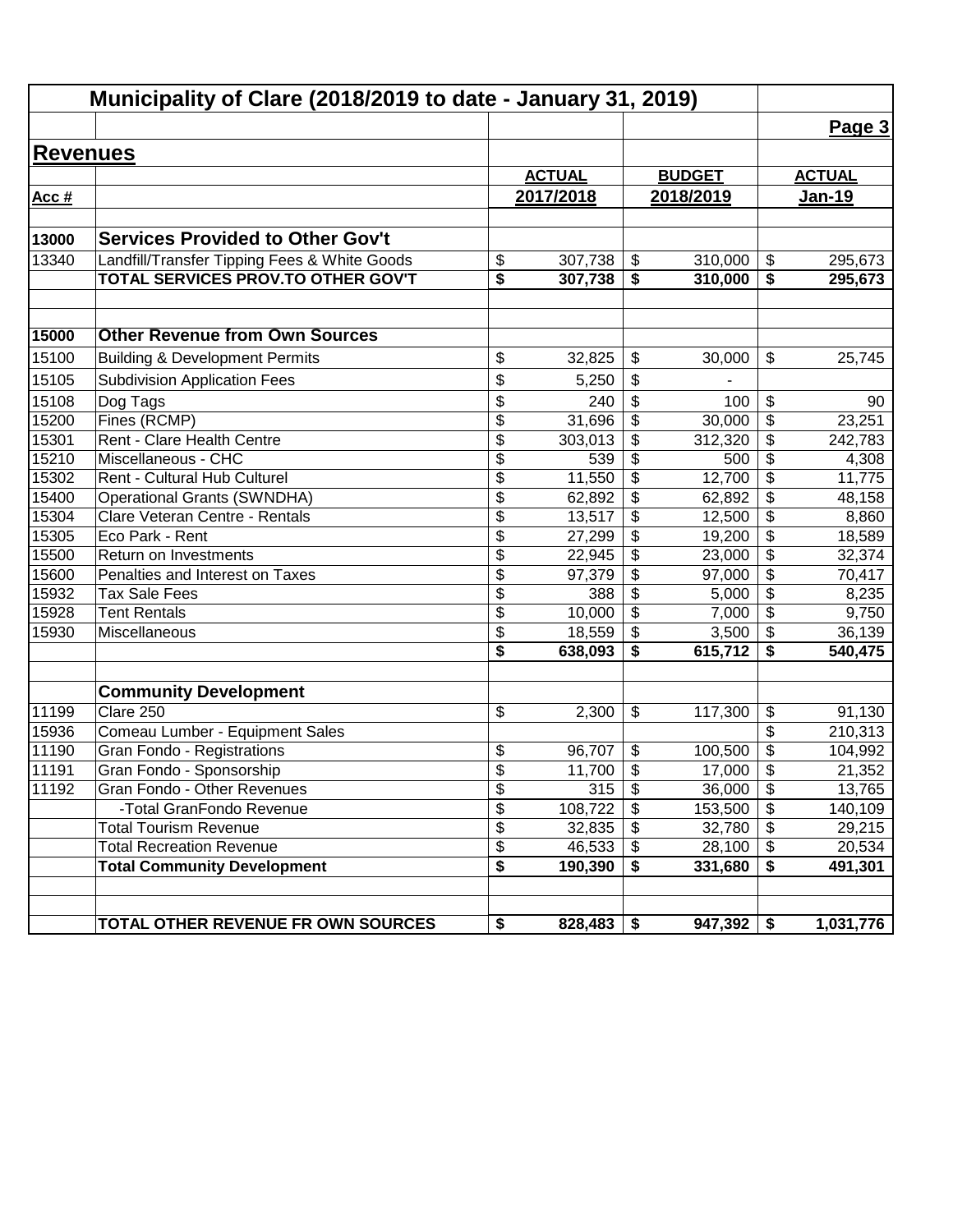## Municipality of Clare (2018/2019 to date - January 31, 2019)

**Page 3**

## Revenues

| Acc # | | ACTUAL 2017/2018 | BUDGET 2018/2019 | ACTUAL Jan-19 |
|---|---|---|---|---|
| **13000** | **Services Provided to Other Gov't** | | | |
| 13340 | Landfill/Transfer Tipping Fees & White Goods | $ 307,738 | $ 310,000 | $ 295,673 |
| | **TOTAL SERVICES PROV.TO OTHER GOV'T** | **$ 307,738** | **$ 310,000** | **$ 295,673** |
| | | | | |
| **15000** | **Other Revenue from Own Sources** | | | |
| 15100 | Building & Development Permits | $ 32,825 | $ 30,000 | $ 25,745 |
| 15105 | Subdivision Application Fees | $ 5,250 | $ - | |
| 15108 | Dog Tags | $ 240 | $ 100 | $ 90 |
| 15200 | Fines (RCMP) | $ 31,696 | $ 30,000 | $ 23,251 |
| 15301 | Rent - Clare Health Centre | $ 303,013 | $ 312,320 | $ 242,783 |
| 15210 | Miscellaneous - CHC | $ 539 | $ 500 | $ 4,308 |
| 15302 | Rent - Cultural Hub Culturel | $ 11,550 | $ 12,700 | $ 11,775 |
| 15400 | Operational Grants (SWNDHA) | $ 62,892 | $ 62,892 | $ 48,158 |
| 15304 | Clare Veteran Centre - Rentals | $ 13,517 | $ 12,500 | $ 8,860 |
| 15305 | Eco Park - Rent | $ 27,299 | $ 19,200 | $ 18,589 |
| 15500 | Return on Investments | $ 22,945 | $ 23,000 | $ 32,374 |
| 15600 | Penalties and Interest on Taxes | $ 97,379 | $ 97,000 | $ 70,417 |
| 15932 | Tax Sale Fees | $ 388 | $ 5,000 | $ 8,235 |
| 15928 | Tent Rentals | $ 10,000 | $ 7,000 | $ 9,750 |
| 15930 | Miscellaneous | $ 18,559 | $ 3,500 | $ 36,139 |
| | | **$ 638,093** | **$ 615,712** | **$ 540,475** |
| | | | | |
| | **Community Development** | | | |
| 11199 | Clare 250 | $ 2,300 | $ 117,300 | $ 91,130 |
| 15936 | Comeau Lumber - Equipment Sales | | | $ 210,313 |
| 11190 | Gran Fondo - Registrations | $ 96,707 | $ 100,500 | $ 104,992 |
| 11191 | Gran Fondo - Sponsorship | $ 11,700 | $ 17,000 | $ 21,352 |
| 11192 | Gran Fondo - Other Revenues | $ 315 | $ 36,000 | $ 13,765 |
| | -Total GranFondo Revenue | $ 108,722 | $ 153,500 | $ 140,109 |
| | Total Tourism Revenue | $ 32,835 | $ 32,780 | $ 29,215 |
| | Total Recreation Revenue | $ 46,533 | $ 28,100 | $ 20,534 |
| | **Total Community Development** | **$ 190,390** | **$ 331,680** | **$ 491,301** |
| | | | | |
| | **TOTAL OTHER REVENUE FR OWN SOURCES** | **$ 828,483** | **$ 947,392** | **$ 1,031,776** |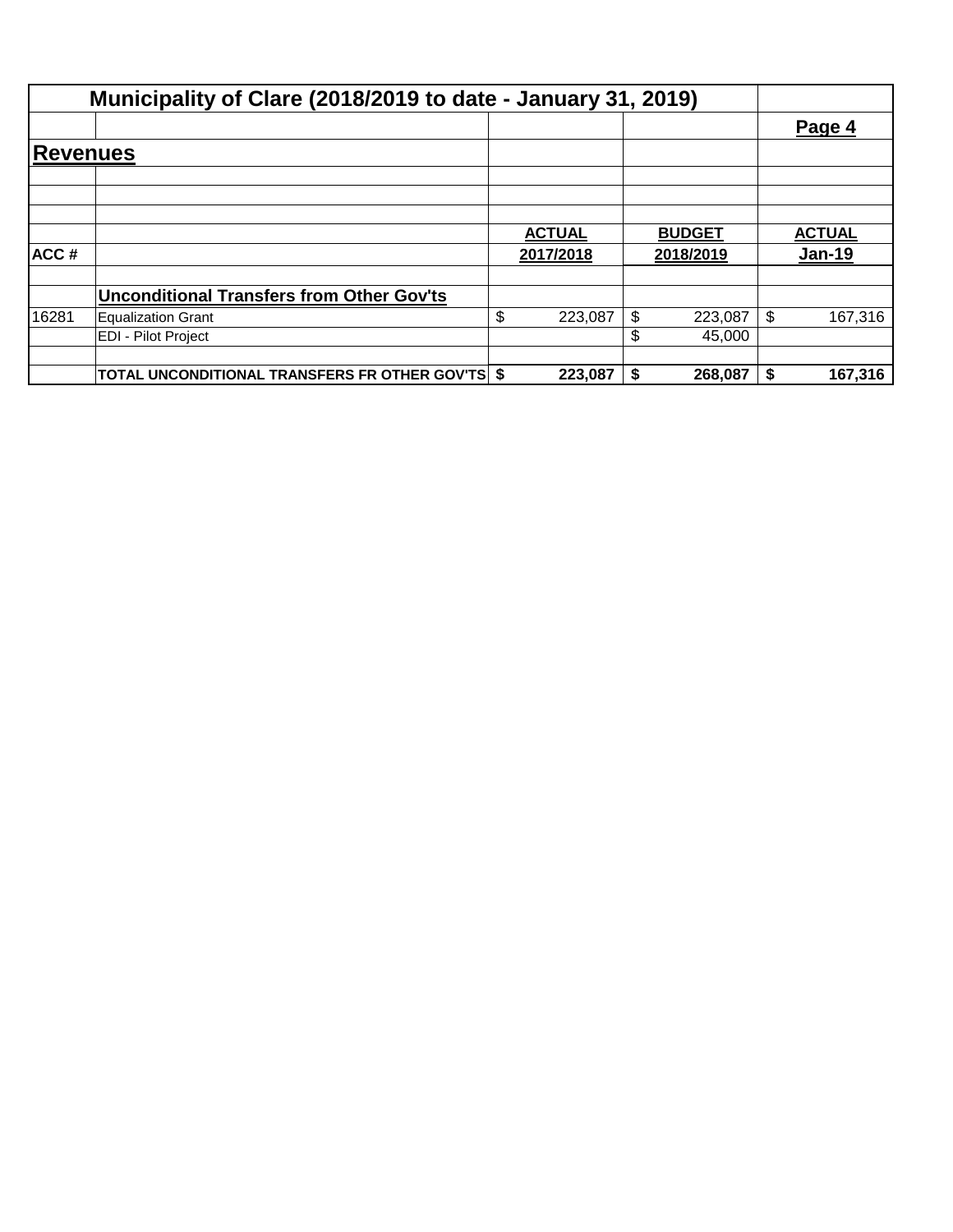# Municipality of Clare (2018/2019 to date - January 31, 2019)

## Revenues

| ACC # | | ACTUAL 2017/2018 | BUDGET 2018/2019 | ACTUAL Jan-19 |
|---|---|---|---|---|
| | **Unconditional Transfers from Other Gov'ts** | | | |
| 16281 | Equalization Grant | $ 223,087 | $ 223,087 | $ 167,316 |
| | EDI - Pilot Project | | $ 45,000 | |
| | **TOTAL UNCONDITIONAL TRANSFERS FR OTHER GOV'TS** | **$ 223,087** | **$ 268,087** | **$ 167,316** |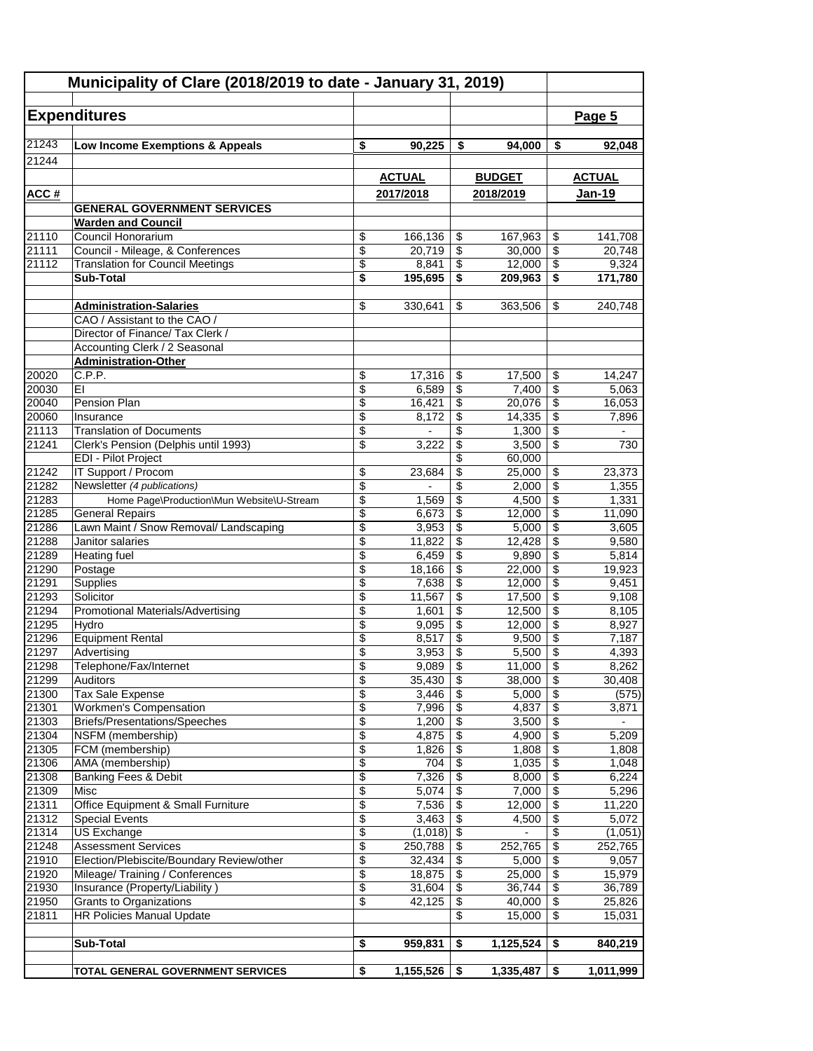## Municipality of Clare (2018/2019 to date - January 31, 2019)

### Expenditures

**Page 5**

| ACC # | | ACTUAL 2017/2018 | BUDGET 2018/2019 | ACTUAL Jan-19 |
|---|---|---|---|---|
| 21243 | **Low Income Exemptions & Appeals** | **$ 90,225** | **$ 94,000** | **$ 92,048** |
| 21244 | | | | |
| | **GENERAL GOVERNMENT SERVICES** | | | |
| | **Warden and Council** | | | |
| 21110 | Council Honorarium | $ 166,136 | $ 167,963 | $ 141,708 |
| 21111 | Council - Mileage, & Conferences | $ 20,719 | $ 30,000 | $ 20,748 |
| 21112 | Translation for Council Meetings | $ 8,841 | $ 12,000 | $ 9,324 |
| | **Sub-Total** | **$ 195,695** | **$ 209,963** | **$ 171,780** |
| | | | | |
| | **Administration-Salaries** | $ 330,641 | $ 363,506 | $ 240,748 |
| | CAO / Assistant to the CAO / | | | |
| | Director of Finance/ Tax Clerk / | | | |
| | Accounting Clerk / 2 Seasonal | | | |
| | **Administration-Other** | | | |
| 20020 | C.P.P. | $ 17,316 | $ 17,500 | $ 14,247 |
| 20030 | EI | $ 6,589 | $ 7,400 | $ 5,063 |
| 20040 | Pension Plan | $ 16,421 | $ 20,076 | $ 16,053 |
| 20060 | Insurance | $ 8,172 | $ 14,335 | $ 7,896 |
| 21113 | Translation of Documents | $ - | $ 1,300 | $ - |
| 21241 | Clerk's Pension (Delphis until 1993) | $ 3,222 | $ 3,500 | $ 730 |
| | EDI - Pilot Project | | $ 60,000 | |
| 21242 | IT Support / Procom | $ 23,684 | $ 25,000 | $ 23,373 |
| 21282 | Newsletter *(4 publications)* | $ - | $ 2,000 | $ 1,355 |
| 21283 | Home Page\Production\Mun Website\U-Stream | $ 1,569 | $ 4,500 | $ 1,331 |
| 21285 | General Repairs | $ 6,673 | $ 12,000 | $ 11,090 |
| 21286 | Lawn Maint / Snow Removal/ Landscaping | $ 3,953 | $ 5,000 | $ 3,605 |
| 21288 | Janitor salaries | $ 11,822 | $ 12,428 | $ 9,580 |
| 21289 | Heating fuel | $ 6,459 | $ 9,890 | $ 5,814 |
| 21290 | Postage | $ 18,166 | $ 22,000 | $ 19,923 |
| 21291 | Supplies | $ 7,638 | $ 12,000 | $ 9,451 |
| 21293 | Solicitor | $ 11,567 | $ 17,500 | $ 9,108 |
| 21294 | Promotional Materials/Advertising | $ 1,601 | $ 12,500 | $ 8,105 |
| 21295 | Hydro | $ 9,095 | $ 12,000 | $ 8,927 |
| 21296 | Equipment Rental | $ 8,517 | $ 9,500 | $ 7,187 |
| 21297 | Advertising | $ 3,953 | $ 5,500 | $ 4,393 |
| 21298 | Telephone/Fax/Internet | $ 9,089 | $ 11,000 | $ 8,262 |
| 21299 | Auditors | $ 35,430 | $ 38,000 | $ 30,408 |
| 21300 | Tax Sale Expense | $ 3,446 | $ 5,000 | $ (575) |
| 21301 | Workmen's Compensation | $ 7,996 | $ 4,837 | $ 3,871 |
| 21303 | Briefs/Presentations/Speeches | $ 1,200 | $ 3,500 | $ - |
| 21304 | NSFM (membership) | $ 4,875 | $ 4,900 | $ 5,209 |
| 21305 | FCM (membership) | $ 1,826 | $ 1,808 | $ 1,808 |
| 21306 | AMA (membership) | $ 704 | $ 1,035 | $ 1,048 |
| 21308 | Banking Fees & Debit | $ 7,326 | $ 8,000 | $ 6,224 |
| 21309 | Misc | $ 5,074 | $ 7,000 | $ 5,296 |
| 21311 | Office Equipment & Small Furniture | $ 7,536 | $ 12,000 | $ 11,220 |
| 21312 | Special Events | $ 3,463 | $ 4,500 | $ 5,072 |
| 21314 | US Exchange | $ (1,018) | $ - | $ (1,051) |
| 21248 | Assessment Services | $ 250,788 | $ 252,765 | $ 252,765 |
| 21910 | Election/Plebiscite/Boundary Review/other | $ 32,434 | $ 5,000 | $ 9,057 |
| 21920 | Mileage/ Training / Conferences | $ 18,875 | $ 25,000 | $ 15,979 |
| 21930 | Insurance (Property/Liability ) | $ 31,604 | $ 36,744 | $ 36,789 |
| 21950 | Grants to Organizations | $ 42,125 | $ 40,000 | $ 25,826 |
| 21811 | HR Policies Manual Update | | $ 15,000 | $ 15,031 |
| | | | | |
| | **Sub-Total** | **$ 959,831** | **$ 1,125,524** | **$ 840,219** |
| | | | | |
| | **TOTAL GENERAL GOVERNMENT SERVICES** | **$ 1,155,526** | **$ 1,335,487** | **$ 1,011,999** |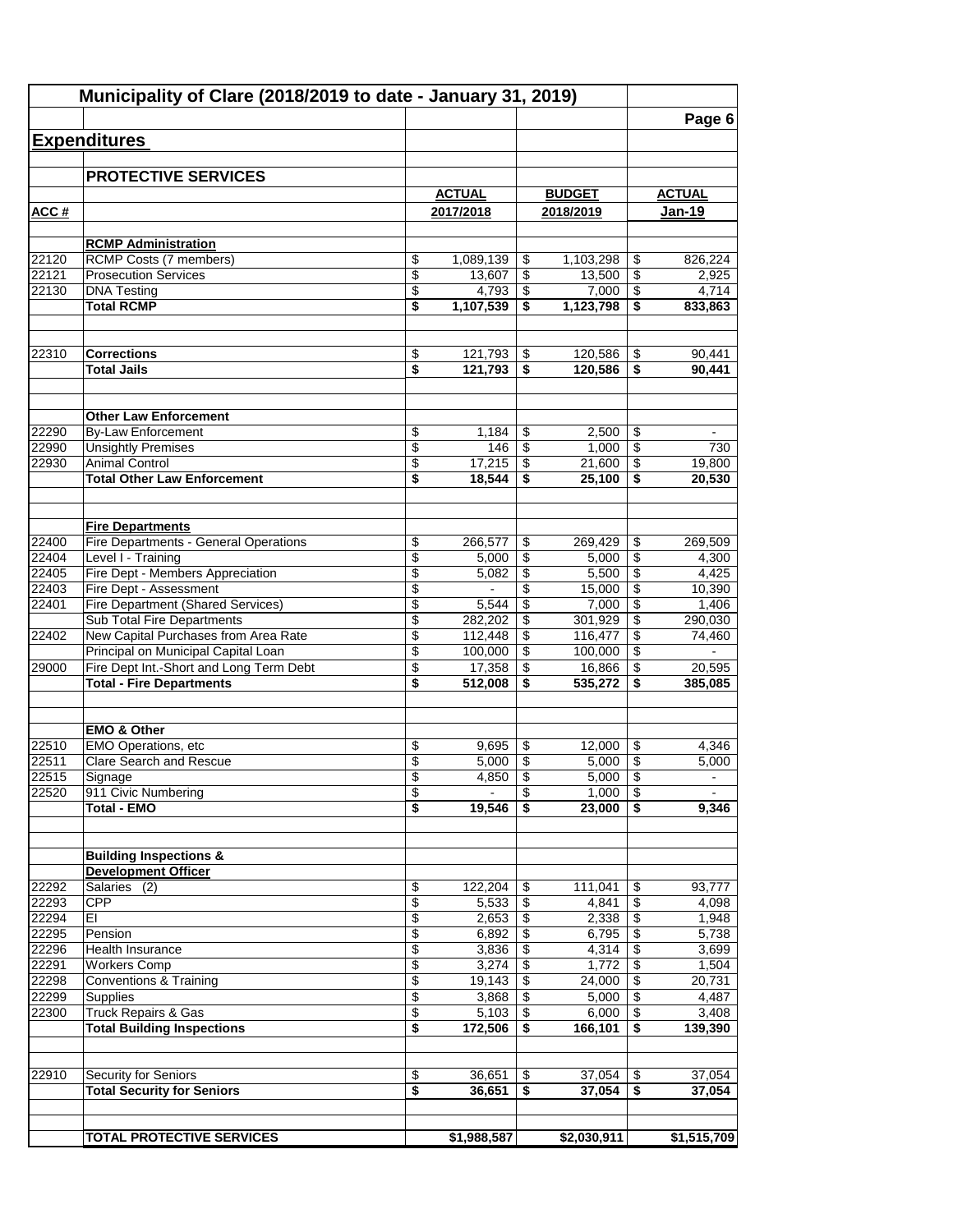# Municipality of Clare (2018/2019 to date - January 31, 2019)

Page 6

## Expenditures

### PROTECTIVE SERVICES

| ACC # | | ACTUAL 2017/2018 | BUDGET 2018/2019 | ACTUAL Jan-19 |
|---|---|---|---|---|
| | **RCMP Administration** | | | |
| 22120 | RCMP Costs (7 members) | $ 1,089,139 | $ 1,103,298 | $ 826,224 |
| 22121 | Prosecution Services | $ 13,607 | $ 13,500 | $ 2,925 |
| 22130 | DNA Testing | $ 4,793 | $ 7,000 | $ 4,714 |
| | **Total RCMP** | **$ 1,107,539** | **$ 1,123,798** | **$ 833,863** |
| | | | | |
| 22310 | **Corrections** | $ 121,793 | $ 120,586 | $ 90,441 |
| | **Total Jails** | **$ 121,793** | **$ 120,586** | **$ 90,441** |
| | | | | |
| | **Other Law Enforcement** | | | |
| 22290 | By-Law Enforcement | $ 1,184 | $ 2,500 | $ - |
| 22990 | Unsightly Premises | $ 146 | $ 1,000 | $ 730 |
| 22930 | Animal Control | $ 17,215 | $ 21,600 | $ 19,800 |
| | **Total Other Law Enforcement** | **$ 18,544** | **$ 25,100** | **$ 20,530** |
| | | | | |
| | **Fire Departments** | | | |
| 22400 | Fire Departments - General Operations | $ 266,577 | $ 269,429 | $ 269,509 |
| 22404 | Level I - Training | $ 5,000 | $ 5,000 | $ 4,300 |
| 22405 | Fire Dept - Members Appreciation | $ 5,082 | $ 5,500 | $ 4,425 |
| 22403 | Fire Dept - Assessment | $ - | $ 15,000 | $ 10,390 |
| 22401 | Fire Department (Shared Services) | $ 5,544 | $ 7,000 | $ 1,406 |
| | Sub Total Fire Departments | $ 282,202 | $ 301,929 | $ 290,030 |
| 22402 | New Capital Purchases from Area Rate | $ 112,448 | $ 116,477 | $ 74,460 |
| | Principal on Municipal Capital Loan | $ 100,000 | $ 100,000 | $ - |
| 29000 | Fire Dept Int.-Short and Long Term Debt | $ 17,358 | $ 16,866 | $ 20,595 |
| | **Total - Fire Departments** | **$ 512,008** | **$ 535,272** | **$ 385,085** |
| | | | | |
| | **EMO & Other** | | | |
| 22510 | EMO Operations, etc | $ 9,695 | $ 12,000 | $ 4,346 |
| 22511 | Clare Search and Rescue | $ 5,000 | $ 5,000 | $ 5,000 |
| 22515 | Signage | $ 4,850 | $ 5,000 | $ - |
| 22520 | 911 Civic Numbering | $ - | $ 1,000 | $ - |
| | **Total - EMO** | **$ 19,546** | **$ 23,000** | **$ 9,346** |
| | | | | |
| | **Building Inspections & Development Officer** | | | |
| 22292 | Salaries (2) | $ 122,204 | $ 111,041 | $ 93,777 |
| 22293 | CPP | $ 5,533 | $ 4,841 | $ 4,098 |
| 22294 | EI | $ 2,653 | $ 2,338 | $ 1,948 |
| 22295 | Pension | $ 6,892 | $ 6,795 | $ 5,738 |
| 22296 | Health Insurance | $ 3,836 | $ 4,314 | $ 3,699 |
| 22291 | Workers Comp | $ 3,274 | $ 1,772 | $ 1,504 |
| 22298 | Conventions & Training | $ 19,143 | $ 24,000 | $ 20,731 |
| 22299 | Supplies | $ 3,868 | $ 5,000 | $ 4,487 |
| 22300 | Truck Repairs & Gas | $ 5,103 | $ 6,000 | $ 3,408 |
| | **Total Building Inspections** | **$ 172,506** | **$ 166,101** | **$ 139,390** |
| | | | | |
| 22910 | Security for Seniors | $ 36,651 | $ 37,054 | $ 37,054 |
| | **Total Security for Seniors** | **$ 36,651** | **$ 37,054** | **$ 37,054** |
| | | | | |
| | **TOTAL PROTECTIVE SERVICES** | **$1,988,587** | **$2,030,911** | **$1,515,709** |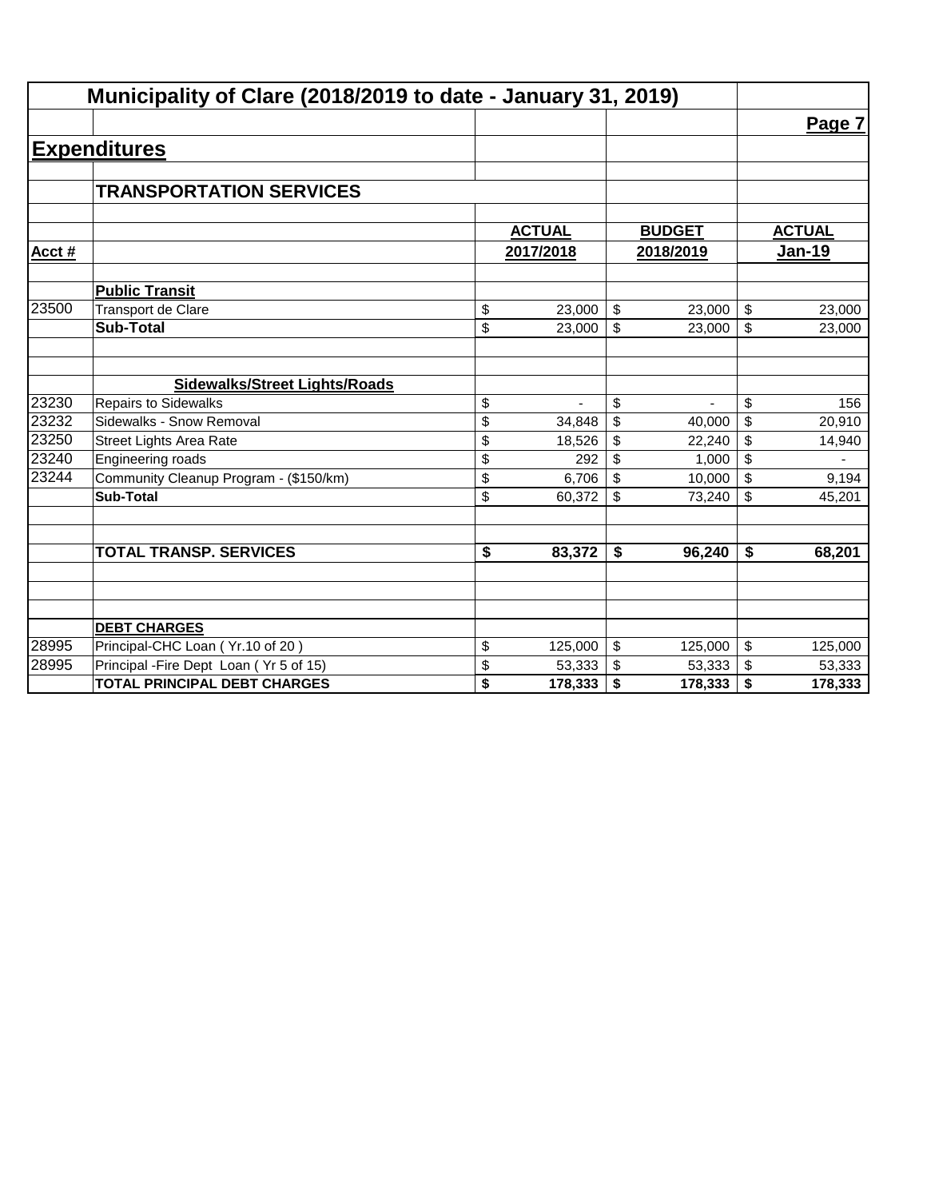# Municipality of Clare (2018/2019 to date - January 31, 2019)

## Expenditures

### TRANSPORTATION SERVICES

| Acct # | | ACTUAL 2017/2018 | BUDGET 2018/2019 | ACTUAL Jan-19 |
|---|---|---|---|---|
| | **Public Transit** | | | |
| 23500 | Transport de Clare | $ 23,000 | $ 23,000 | $ 23,000 |
| | **Sub-Total** | $ 23,000 | $ 23,000 | $ 23,000 |
| | | | | |
| | **Sidewalks/Street Lights/Roads** | | | |
| 23230 | Repairs to Sidewalks | $ - | $ - | $ 156 |
| 23232 | Sidewalks - Snow Removal | $ 34,848 | $ 40,000 | $ 20,910 |
| 23250 | Street Lights Area Rate | $ 18,526 | $ 22,240 | $ 14,940 |
| 23240 | Engineering roads | $ 292 | $ 1,000 | $ - |
| 23244 | Community Cleanup Program - ($150/km) | $ 6,706 | $ 10,000 | $ 9,194 |
| | **Sub-Total** | $ 60,372 | $ 73,240 | $ 45,201 |
| | | | | |
| | **TOTAL TRANSP. SERVICES** | **$ 83,372** | **$ 96,240** | **$ 68,201** |
| | | | | |
| | **DEBT CHARGES** | | | |
| 28995 | Principal-CHC Loan ( Yr.10 of 20 ) | $ 125,000 | $ 125,000 | $ 125,000 |
| 28995 | Principal -Fire Dept Loan ( Yr 5 of 15) | $ 53,333 | $ 53,333 | $ 53,333 |
| | **TOTAL PRINCIPAL DEBT CHARGES** | **$ 178,333** | **$ 178,333** | **$ 178,333** |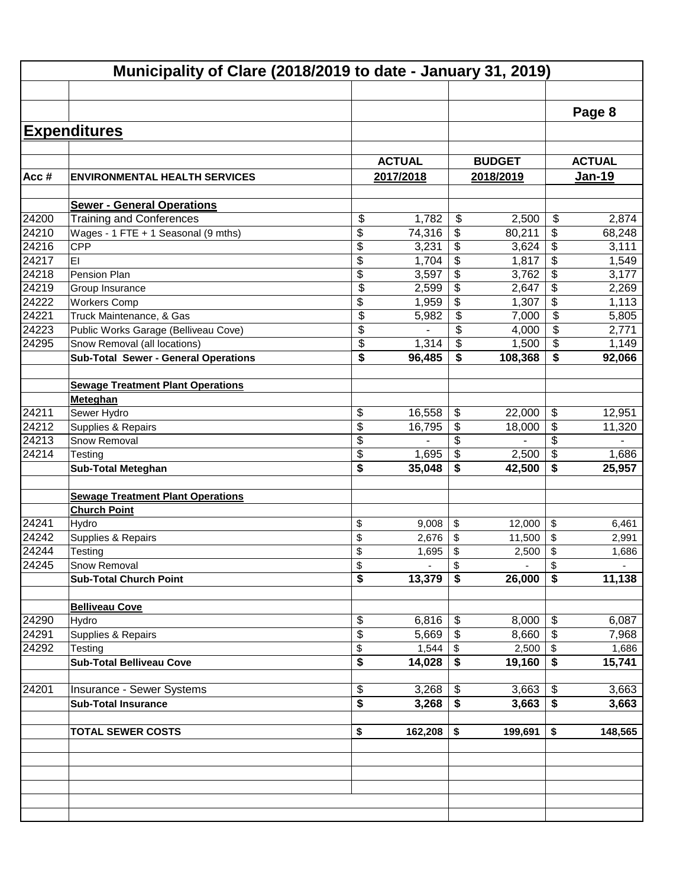# Municipality of Clare (2018/2019 to date - January 31, 2019)

Page 8

## Expenditures

| Acc # | ENVIRONMENTAL HEALTH SERVICES | ACTUAL 2017/2018 | BUDGET 2018/2019 | ACTUAL Jan-19 |
|---|---|---|---|---|
| | **Sewer - General Operations** | | | |
| 24200 | Training and Conferences | $ 1,782 | $ 2,500 | $ 2,874 |
| 24210 | Wages - 1 FTE + 1 Seasonal (9 mths) | $ 74,316 | $ 80,211 | $ 68,248 |
| 24216 | CPP | $ 3,231 | $ 3,624 | $ 3,111 |
| 24217 | EI | $ 1,704 | $ 1,817 | $ 1,549 |
| 24218 | Pension Plan | $ 3,597 | $ 3,762 | $ 3,177 |
| 24219 | Group Insurance | $ 2,599 | $ 2,647 | $ 2,269 |
| 24222 | Workers Comp | $ 1,959 | $ 1,307 | $ 1,113 |
| 24221 | Truck Maintenance, & Gas | $ 5,982 | $ 7,000 | $ 5,805 |
| 24223 | Public Works Garage (Belliveau Cove) | $ - | $ 4,000 | $ 2,771 |
| 24295 | Snow Removal (all locations) | $ 1,314 | $ 1,500 | $ 1,149 |
| | **Sub-Total Sewer - General Operations** | **$ 96,485** | **$ 108,368** | **$ 92,066** |
| | **Sewage Treatment Plant Operations** | | | |
| | **Meteghan** | | | |
| 24211 | Sewer Hydro | $ 16,558 | $ 22,000 | $ 12,951 |
| 24212 | Supplies & Repairs | $ 16,795 | $ 18,000 | $ 11,320 |
| 24213 | Snow Removal | $ - | $ - | $ - |
| 24214 | Testing | $ 1,695 | $ 2,500 | $ 1,686 |
| | **Sub-Total Meteghan** | **$ 35,048** | **$ 42,500** | **$ 25,957** |
| | **Sewage Treatment Plant Operations** | | | |
| | **Church Point** | | | |
| 24241 | Hydro | $ 9,008 | $ 12,000 | $ 6,461 |
| 24242 | Supplies & Repairs | $ 2,676 | $ 11,500 | $ 2,991 |
| 24244 | Testing | $ 1,695 | $ 2,500 | $ 1,686 |
| 24245 | Snow Removal | $ - | $ - | $ - |
| | **Sub-Total Church Point** | **$ 13,379** | **$ 26,000** | **$ 11,138** |
| | **Belliveau Cove** | | | |
| 24290 | Hydro | $ 6,816 | $ 8,000 | $ 6,087 |
| 24291 | Supplies & Repairs | $ 5,669 | $ 8,660 | $ 7,968 |
| 24292 | Testing | $ 1,544 | $ 2,500 | $ 1,686 |
| | **Sub-Total Belliveau Cove** | **$ 14,028** | **$ 19,160** | **$ 15,741** |
| 24201 | Insurance - Sewer Systems | $ 3,268 | $ 3,663 | $ 3,663 |
| | **Sub-Total Insurance** | **$ 3,268** | **$ 3,663** | **$ 3,663** |
| | **TOTAL SEWER COSTS** | **$ 162,208** | **$ 199,691** | **$ 148,565** |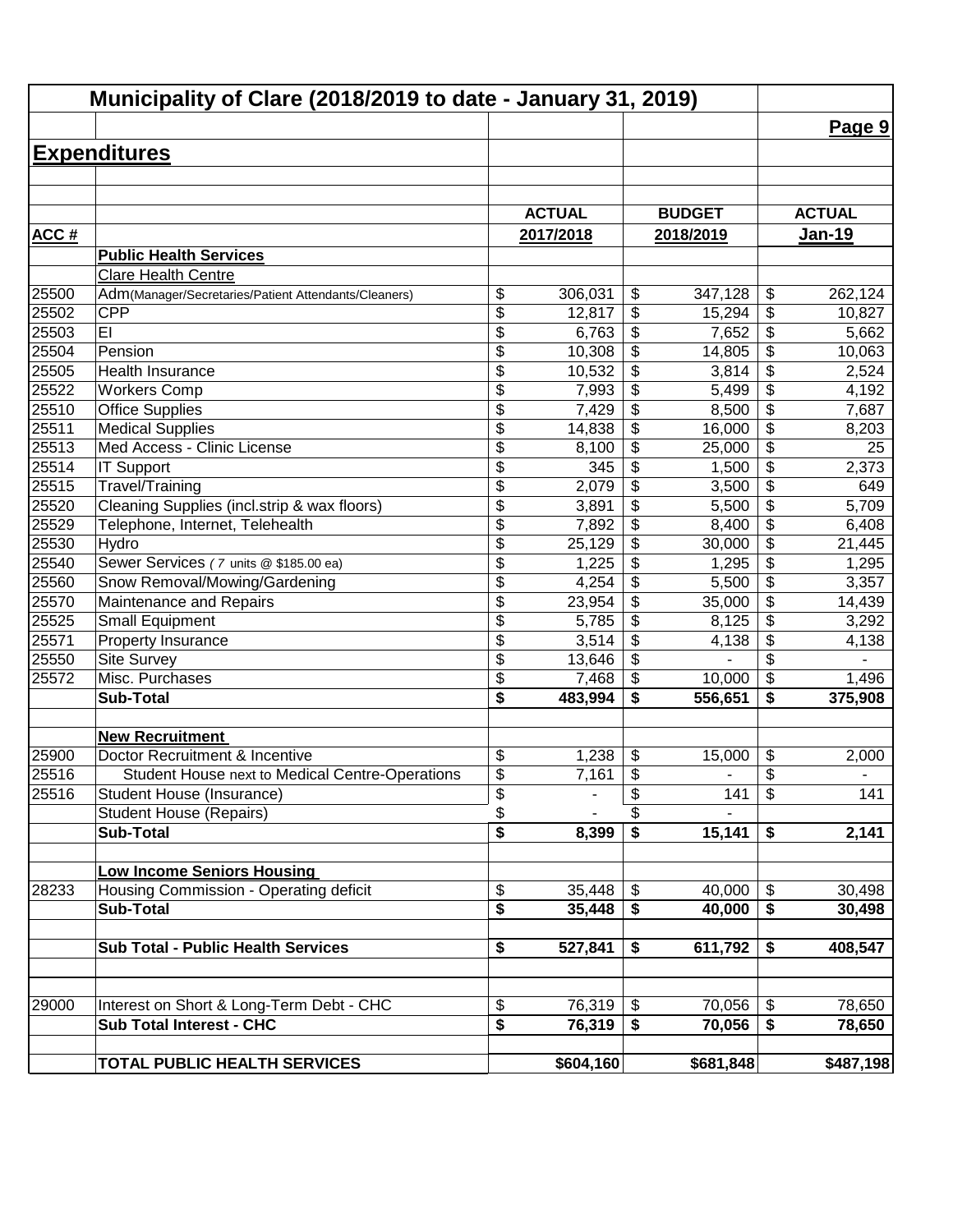# Municipality of Clare (2018/2019 to date - January 31, 2019)

## Expenditures

| ACC # | | ACTUAL 2017/2018 | BUDGET 2018/2019 | ACTUAL Jan-19 |
|---|---|---|---|---|
| | **Public Health Services** | | | |
| | Clare Health Centre | | | |
| 25500 | Adm(Manager/Secretaries/Patient Attendants/Cleaners) | $ 306,031 | $ 347,128 | $ 262,124 |
| 25502 | CPP | $ 12,817 | $ 15,294 | $ 10,827 |
| 25503 | EI | $ 6,763 | $ 7,652 | $ 5,662 |
| 25504 | Pension | $ 10,308 | $ 14,805 | $ 10,063 |
| 25505 | Health Insurance | $ 10,532 | $ 3,814 | $ 2,524 |
| 25522 | Workers Comp | $ 7,993 | $ 5,499 | $ 4,192 |
| 25510 | Office Supplies | $ 7,429 | $ 8,500 | $ 7,687 |
| 25511 | Medical Supplies | $ 14,838 | $ 16,000 | $ 8,203 |
| 25513 | Med Access - Clinic License | $ 8,100 | $ 25,000 | $ 25 |
| 25514 | IT Support | $ 345 | $ 1,500 | $ 2,373 |
| 25515 | Travel/Training | $ 2,079 | $ 3,500 | $ 649 |
| 25520 | Cleaning Supplies (incl.strip & wax floors) | $ 3,891 | $ 5,500 | $ 5,709 |
| 25529 | Telephone, Internet, Telehealth | $ 7,892 | $ 8,400 | $ 6,408 |
| 25530 | Hydro | $ 25,129 | $ 30,000 | $ 21,445 |
| 25540 | Sewer Services ( 7 units @ $185.00 ea) | $ 1,225 | $ 1,295 | $ 1,295 |
| 25560 | Snow Removal/Mowing/Gardening | $ 4,254 | $ 5,500 | $ 3,357 |
| 25570 | Maintenance and Repairs | $ 23,954 | $ 35,000 | $ 14,439 |
| 25525 | Small Equipment | $ 5,785 | $ 8,125 | $ 3,292 |
| 25571 | Property Insurance | $ 3,514 | $ 4,138 | $ 4,138 |
| 25550 | Site Survey | $ 13,646 | $ - | $ - |
| 25572 | Misc. Purchases | $ 7,468 | $ 10,000 | $ 1,496 |
| | **Sub-Total** | **$ 483,994** | **$ 556,651** | **$ 375,908** |
| | | | | |
| | **New Recruitment** | | | |
| 25900 | Doctor Recruitment & Incentive | $ 1,238 | $ 15,000 | $ 2,000 |
| 25516 | Student House next to Medical Centre-Operations | $ 7,161 | $ - | $ - |
| 25516 | Student House (Insurance) | $ - | $ 141 | $ 141 |
| | Student House (Repairs) | $ - | $ - | |
| | **Sub-Total** | **$ 8,399** | **$ 15,141** | **$ 2,141** |
| | | | | |
| | **Low Income Seniors Housing** | | | |
| 28233 | Housing Commission - Operating deficit | $ 35,448 | $ 40,000 | $ 30,498 |
| | **Sub-Total** | **$ 35,448** | **$ 40,000** | **$ 30,498** |
| | | | | |
| | **Sub Total - Public Health Services** | **$ 527,841** | **$ 611,792** | **$ 408,547** |
| | | | | |
| 29000 | Interest on Short & Long-Term Debt - CHC | $ 76,319 | $ 70,056 | $ 78,650 |
| | **Sub Total Interest - CHC** | **$ 76,319** | **$ 70,056** | **$ 78,650** |
| | | | | |
| | **TOTAL PUBLIC HEALTH SERVICES** | **$604,160** | **$681,848** | **$487,198** |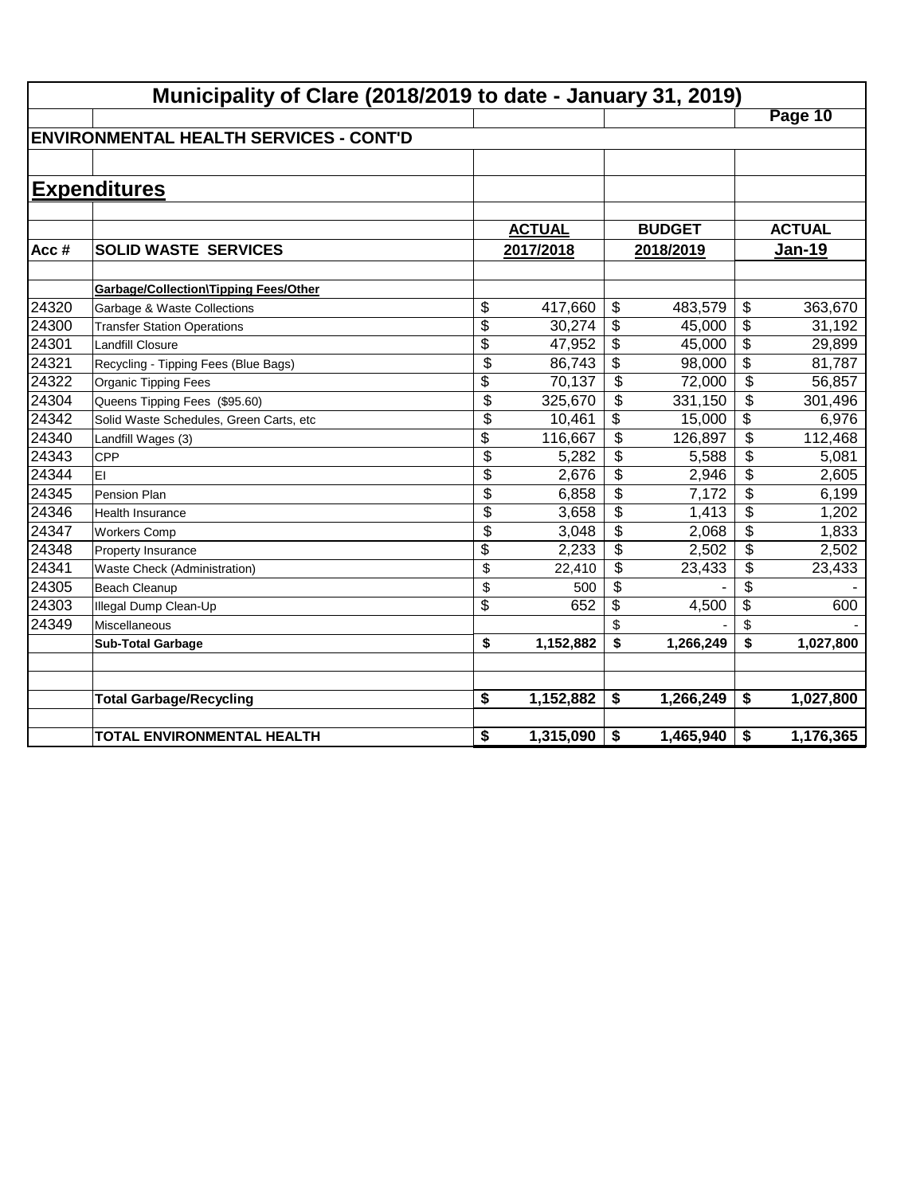# Municipality of Clare (2018/2019 to date - January 31, 2019)

## ENVIRONMENTAL HEALTH SERVICES - CONT'D

## Expenditures

| Acc # | SOLID WASTE SERVICES | ACTUAL 2017/2018 | BUDGET 2018/2019 | ACTUAL Jan-19 |
|---|---|---|---|---|
| | **Garbage/Collection\Tipping Fees/Other** | | | |
| 24320 | Garbage & Waste Collections | $ 417,660 | $ 483,579 | $ 363,670 |
| 24300 | Transfer Station Operations | $ 30,274 | $ 45,000 | $ 31,192 |
| 24301 | Landfill Closure | $ 47,952 | $ 45,000 | $ 29,899 |
| 24321 | Recycling - Tipping Fees (Blue Bags) | $ 86,743 | $ 98,000 | $ 81,787 |
| 24322 | Organic Tipping Fees | $ 70,137 | $ 72,000 | $ 56,857 |
| 24304 | Queens Tipping Fees ($95.60) | $ 325,670 | $ 331,150 | $ 301,496 |
| 24342 | Solid Waste Schedules, Green Carts, etc | $ 10,461 | $ 15,000 | $ 6,976 |
| 24340 | Landfill Wages (3) | $ 116,667 | $ 126,897 | $ 112,468 |
| 24343 | CPP | $ 5,282 | $ 5,588 | $ 5,081 |
| 24344 | EI | $ 2,676 | $ 2,946 | $ 2,605 |
| 24345 | Pension Plan | $ 6,858 | $ 7,172 | $ 6,199 |
| 24346 | Health Insurance | $ 3,658 | $ 1,413 | $ 1,202 |
| 24347 | Workers Comp | $ 3,048 | $ 2,068 | $ 1,833 |
| 24348 | Property Insurance | $ 2,233 | $ 2,502 | $ 2,502 |
| 24341 | Waste Check (Administration) | $ 22,410 | $ 23,433 | $ 23,433 |
| 24305 | Beach Cleanup | $ 500 | $ - | $ - |
| 24303 | Illegal Dump Clean-Up | $ 652 | $ 4,500 | $ 600 |
| 24349 | Miscellaneous | | $ - | $ - |
| | **Sub-Total Garbage** | **$ 1,152,882** | **$ 1,266,249** | **$ 1,027,800** |
| | | | | |
| | **Total Garbage/Recycling** | **$ 1,152,882** | **$ 1,266,249** | **$ 1,027,800** |
| | | | | |
| | **TOTAL ENVIRONMENTAL HEALTH** | **$ 1,315,090** | **$ 1,465,940** | **$ 1,176,365** |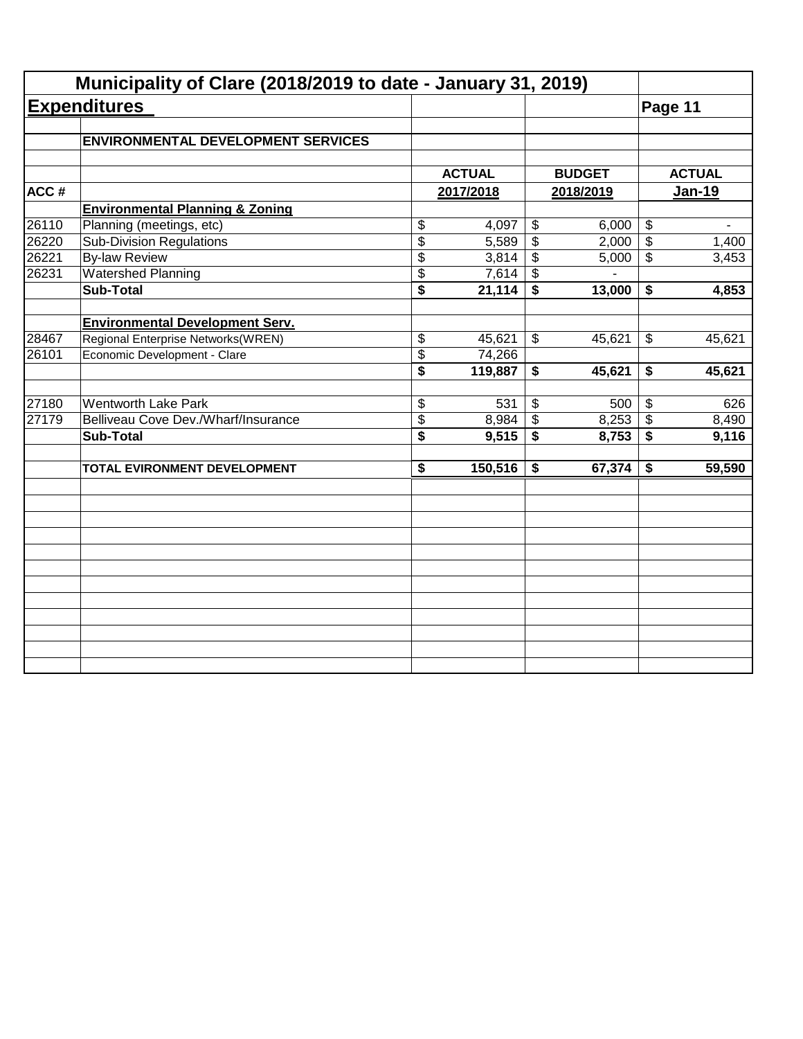# Municipality of Clare (2018/2019 to date - January 31, 2019)

## Expenditures

Page 11

| ACC # | ENVIRONMENTAL DEVELOPMENT SERVICES | ACTUAL 2017/2018 | BUDGET 2018/2019 | ACTUAL Jan-19 |
|---|---|---|---|---|
| | **Environmental Planning & Zoning** | | | |
| 26110 | Planning (meetings, etc) | $ 4,097 | $ 6,000 | $ - |
| 26220 | Sub-Division Regulations | $ 5,589 | $ 2,000 | $ 1,400 |
| 26221 | By-law Review | $ 3,814 | $ 5,000 | $ 3,453 |
| 26231 | Watershed Planning | $ 7,614 | $ - | |
| | **Sub-Total** | **$ 21,114** | **$ 13,000** | **$ 4,853** |
| | | | | |
| | **Environmental Development Serv.** | | | |
| 28467 | Regional Enterprise Networks(WREN) | $ 45,621 | $ 45,621 | $ 45,621 |
| 26101 | Economic Development - Clare | $ 74,266 | | |
| | | **$ 119,887** | **$ 45,621** | **$ 45,621** |
| | | | | |
| 27180 | Wentworth Lake Park | $ 531 | $ 500 | $ 626 |
| 27179 | Belliveau Cove Dev./Wharf/Insurance | $ 8,984 | $ 8,253 | $ 8,490 |
| | **Sub-Total** | **$ 9,515** | **$ 8,753** | **$ 9,116** |
| | | | | |
| | **TOTAL EVIRONMENT DEVELOPMENT** | **$ 150,516** | **$ 67,374** | **$ 59,590** |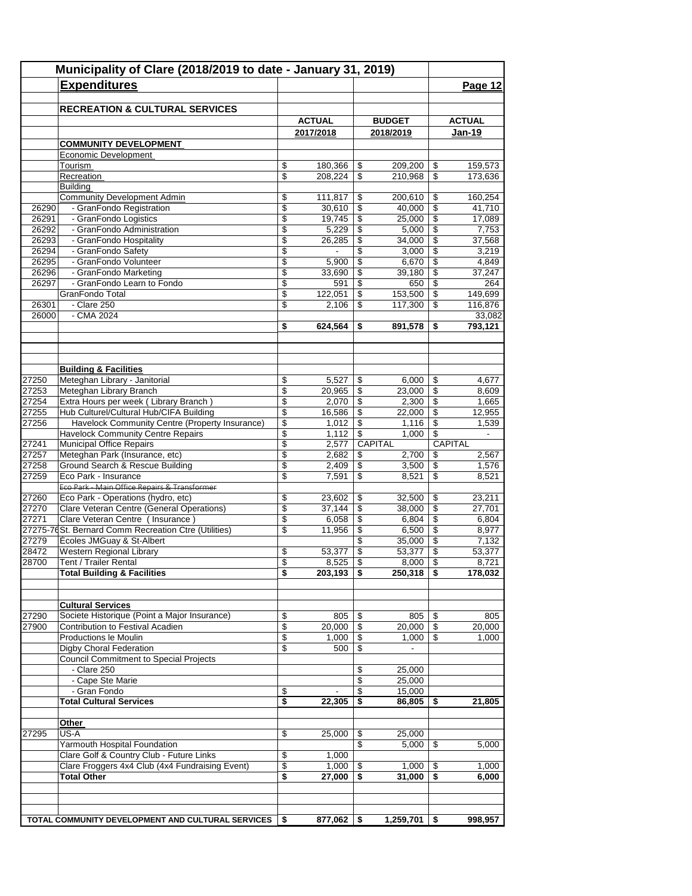# Municipality of Clare (2018/2019 to date - January 31, 2019)

## Expenditures

Page 12

| Code | RECREATION & CULTURAL SERVICES | ACTUAL 2017/2018 | BUDGET 2018/2019 | ACTUAL Jan-19 |
|---|---|---|---|---|
| | **COMMUNITY DEVELOPMENT** | | | |
| | Economic Development | | | |
| | Tourism | $ 180,366 | $ 209,200 | $ 159,573 |
| | Recreation | $ 208,224 | $ 210,968 | $ 173,636 |
| | Building | | | |
| | Community Development Admin | $ 111,817 | $ 200,610 | $ 160,254 |
| 26290 | - GranFondo Registration | $ 30,610 | $ 40,000 | $ 41,710 |
| 26291 | - GranFondo Logistics | $ 19,745 | $ 25,000 | $ 17,089 |
| 26292 | - GranFondo Administration | $ 5,229 | $ 5,000 | $ 7,753 |
| 26293 | - GranFondo Hospitality | $ 26,285 | $ 34,000 | $ 37,568 |
| 26294 | - GranFondo Safety | $ - | $ 3,000 | $ 3,219 |
| 26295 | - GranFondo Volunteer | $ 5,900 | $ 6,670 | $ 4,849 |
| 26296 | - GranFondo Marketing | $ 33,690 | $ 39,180 | $ 37,247 |
| 26297 | - GranFondo Learn to Fondo | $ 591 | $ 650 | $ 264 |
| | GranFondo Total | $ 122,051 | $ 153,500 | $ 149,699 |
| 26301 | - Clare 250 | $ 2,106 | $ 117,300 | $ 116,876 |
| 26000 | - CMA 2024 | | | 33,082 |
| | | **$ 624,564** | **$ 891,578** | **$ 793,121** |
| | | | | |
| | **Building & Facilities** | | | |
| 27250 | Meteghan Library - Janitorial | $ 5,527 | $ 6,000 | $ 4,677 |
| 27253 | Meteghan Library Branch | $ 20,965 | $ 23,000 | $ 8,609 |
| 27254 | Extra Hours per week ( Library Branch ) | $ 2,070 | $ 2,300 | $ 1,665 |
| 27255 | Hub Culturel/Cultural Hub/CIFA Building | $ 16,586 | $ 22,000 | $ 12,955 |
| 27256 | Havelock Community Centre (Property Insurance) | $ 1,012 | $ 1,116 | $ 1,539 |
| | Havelock Community Centre Repairs | $ 1,112 | $ 1,000 | $ - |
| 27241 | Municipal Office Repairs | $ 2,577 | CAPITAL | CAPITAL |
| 27257 | Meteghan Park (Insurance, etc) | $ 2,682 | $ 2,700 | $ 2,567 |
| 27258 | Ground Search & Rescue Building | $ 2,409 | $ 3,500 | $ 1,576 |
| 27259 | Eco Park - Insurance | $ 7,591 | $ 8,521 | $ 8,521 |
| | ~~Eco Park - Main Office Repairs & Transformer~~ | | | |
| 27260 | Eco Park - Operations (hydro, etc) | $ 23,602 | $ 32,500 | $ 23,211 |
| 27270 | Clare Veteran Centre (General Operations) | $ 37,144 | $ 38,000 | $ 27,701 |
| 27271 | Clare Veteran Centre ( Insurance ) | $ 6,058 | $ 6,804 | $ 6,804 |
| 27275-76 | St. Bernard Comm Recreation Ctre (Utilities) | $ 11,956 | $ 6,500 | $ 8,977 |
| 27279 | Écoles JMGuay & St-Albert | | $ 35,000 | $ 7,132 |
| 28472 | Western Regional Library | $ 53,377 | $ 53,377 | $ 53,377 |
| 28700 | Tent / Trailer Rental | $ 8,525 | $ 8,000 | $ 8,721 |
| | **Total Building & Facilities** | **$ 203,193** | **$ 250,318** | **$ 178,032** |
| | | | | |
| | **Cultural Services** | | | |
| 27290 | Societe Historique (Point a Major Insurance) | $ 805 | $ 805 | $ 805 |
| 27900 | Contribution to Festival Acadien | $ 20,000 | $ 20,000 | $ 20,000 |
| | Productions le Moulin | $ 1,000 | $ 1,000 | $ 1,000 |
| | Digby Choral Federation | $ 500 | $ - | |
| | Council Commitment to Special Projects | | | |
| | - Clare 250 | | $ 25,000 | |
| | - Cape Ste Marie | | $ 25,000 | |
| | - Gran Fondo | $ - | $ 15,000 | |
| | **Total Cultural Services** | **$ 22,305** | **$ 86,805** | **$ 21,805** |
| | | | | |
| | **Other** | | | |
| 27295 | US-A | $ 25,000 | $ 25,000 | |
| | Yarmouth Hospital Foundation | | $ 5,000 | $ 5,000 |
| | Clare Golf & Country Club - Future Links | $ 1,000 | | |
| | Clare Froggers 4x4 Club (4x4 Fundraising Event) | $ 1,000 | $ 1,000 | $ 1,000 |
| | **Total Other** | **$ 27,000** | **$ 31,000** | **$ 6,000** |
| | | | | |
| | **TOTAL COMMUNITY DEVELOPMENT AND CULTURAL SERVICES** | **$ 877,062** | **$ 1,259,701** | **$ 998,957** |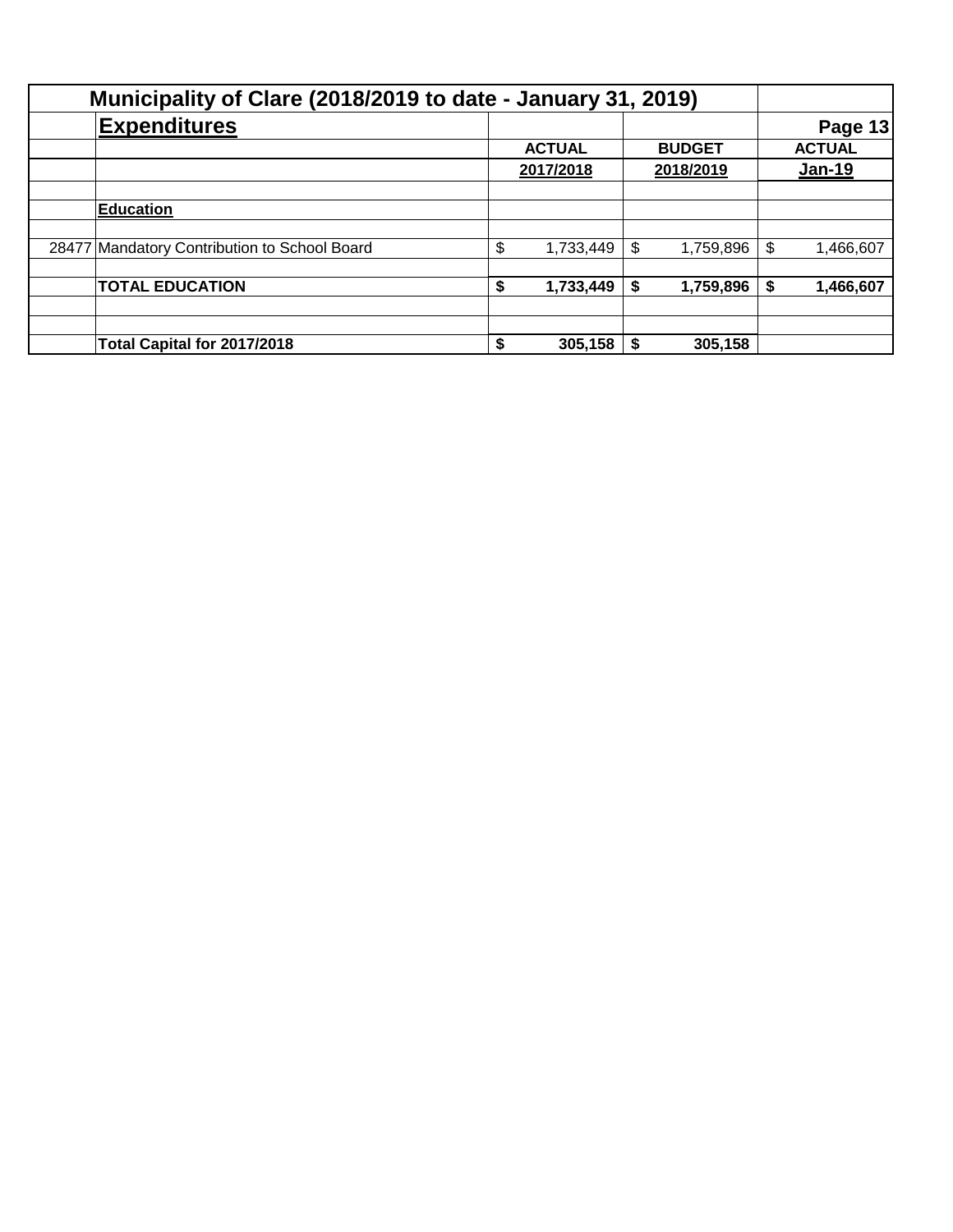# Municipality of Clare (2018/2019 to date - January 31, 2019)

## Expenditures

Page 13

| | | ACTUAL 2017/2018 | BUDGET 2018/2019 | ACTUAL Jan-19 |
|---|---|---|---|---|
| | **Education** | | | |
| 28477 | Mandatory Contribution to School Board | $ 1,733,449 | $ 1,759,896 | $ 1,466,607 |
| | **TOTAL EDUCATION** | **$ 1,733,449** | **$ 1,759,896** | **$ 1,466,607** |
| | **Total Capital for 2017/2018** | **$ 305,158** | **$ 305,158** | |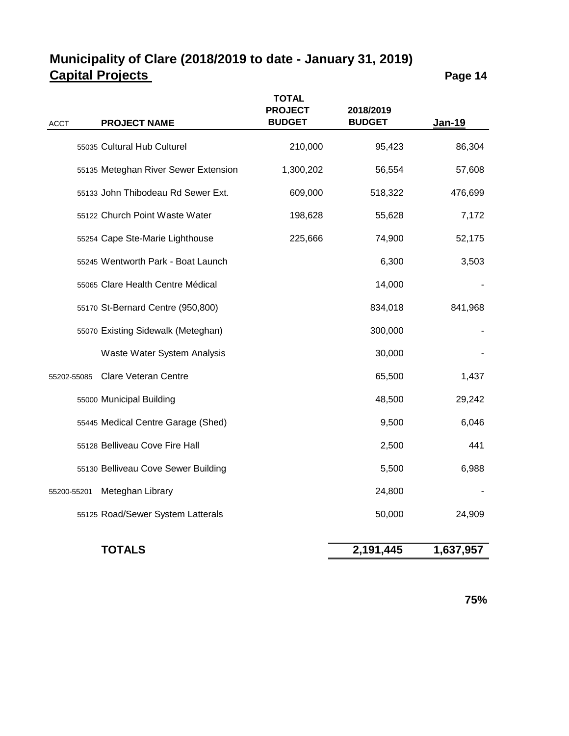# Municipality of Clare (2018/2019 to date - January 31, 2019)

## Capital Projects

| ACCT | PROJECT NAME | TOTAL PROJECT BUDGET | 2018/2019 BUDGET | Jan-19 |
|---|---|---|---|---|
| 55035 | Cultural Hub Culturel | 210,000 | 95,423 | 86,304 |
| 55135 | Meteghan River Sewer Extension | 1,300,202 | 56,554 | 57,608 |
| 55133 | John Thibodeau Rd Sewer Ext. | 609,000 | 518,322 | 476,699 |
| 55122 | Church Point Waste Water | 198,628 | 55,628 | 7,172 |
| 55254 | Cape Ste-Marie Lighthouse | 225,666 | 74,900 | 52,175 |
| 55245 | Wentworth Park - Boat Launch | | 6,300 | 3,503 |
| 55065 | Clare Health Centre Médical | | 14,000 | - |
| 55170 | St-Bernard Centre (950,800) | | 834,018 | 841,968 |
| 55070 | Existing Sidewalk (Meteghan) | | 300,000 | - |
| | Waste Water System Analysis | | 30,000 | - |
| 55202-55085 | Clare Veteran Centre | | 65,500 | 1,437 |
| 55000 | Municipal Building | | 48,500 | 29,242 |
| 55445 | Medical Centre Garage (Shed) | | 9,500 | 6,046 |
| 55128 | Belliveau Cove Fire Hall | | 2,500 | 441 |
| 55130 | Belliveau Cove Sewer Building | | 5,500 | 6,988 |
| 55200-55201 | Meteghan Library | | 24,800 | - |
| 55125 | Road/Sewer System Latterals | | 50,000 | 24,909 |
| | **TOTALS** | | **2,191,445** | **1,637,957** |

**75%**